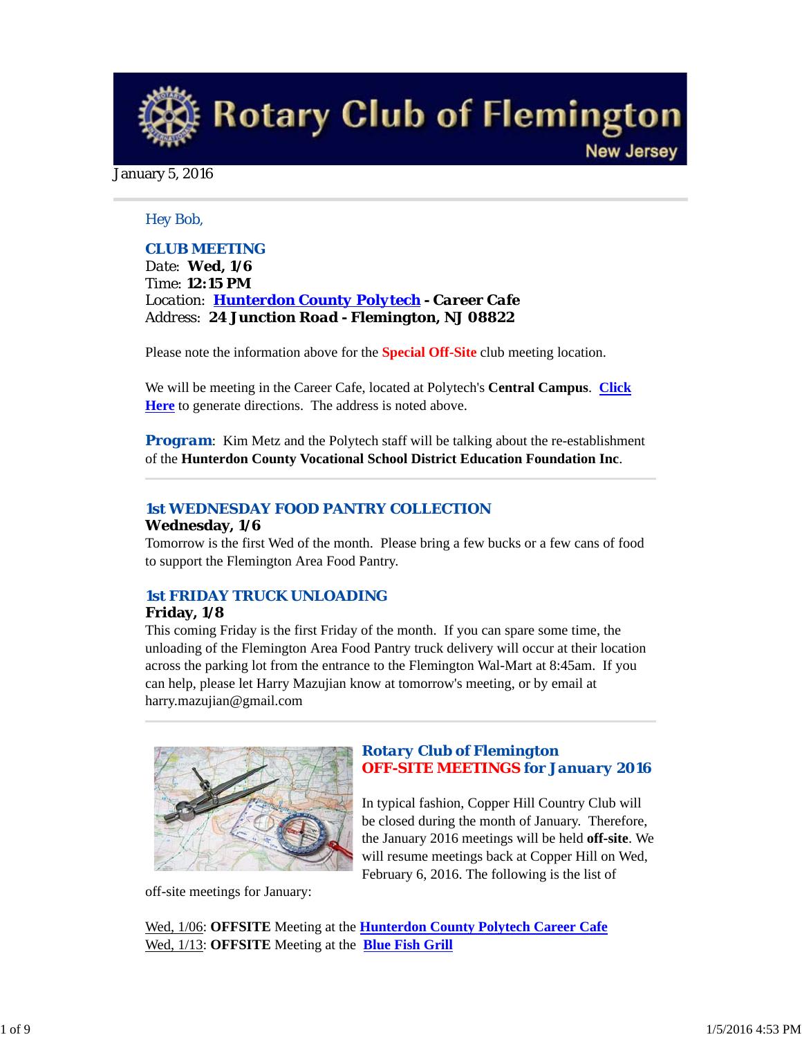# Rotary Club of Flemington
New Jersey

January 5, 2016

Hey Bob,

## CLUB MEETING

Date: **Wed, 1/6**
Time: **12:15 PM**
Location: **Hunterdon County Polytech - Career Cafe**
Address: **24 Junction Road - Flemington, NJ 08822**

Please note the information above for the **Special Off-Site** club meeting location.

We will be meeting in the Career Cafe, located at Polytech's **Central Campus**. **Click Here** to generate directions. The address is noted above.

**Program**: Kim Metz and the Polytech staff will be talking about the re-establishment of the **Hunterdon County Vocational School District Education Foundation Inc**.

## 1st WEDNESDAY FOOD PANTRY COLLECTION

**Wednesday, 1/6**

Tomorrow is the first Wed of the month. Please bring a few bucks or a few cans of food to support the Flemington Area Food Pantry.

## 1st FRIDAY TRUCK UNLOADING

**Friday, 1/8**

This coming Friday is the first Friday of the month. If you can spare some time, the unloading of the Flemington Area Food Pantry truck delivery will occur at their location across the parking lot from the entrance to the Flemington Wal-Mart at 8:45am. If you can help, please let Harry Mazujian know at tomorrow's meeting, or by email at harry.mazujian@gmail.com

## Rotary Club of Flemington OFF-SITE MEETINGS for January 2016

In typical fashion, Copper Hill Country Club will be closed during the month of January. Therefore, the January 2016 meetings will be held **off-site**. We will resume meetings back at Copper Hill on Wed, February 6, 2016. The following is the list of off-site meetings for January:

Wed, 1/06: **OFFSITE** Meeting at the **Hunterdon County Polytech Career Cafe**
Wed, 1/13: **OFFSITE** Meeting at the **Blue Fish Grill**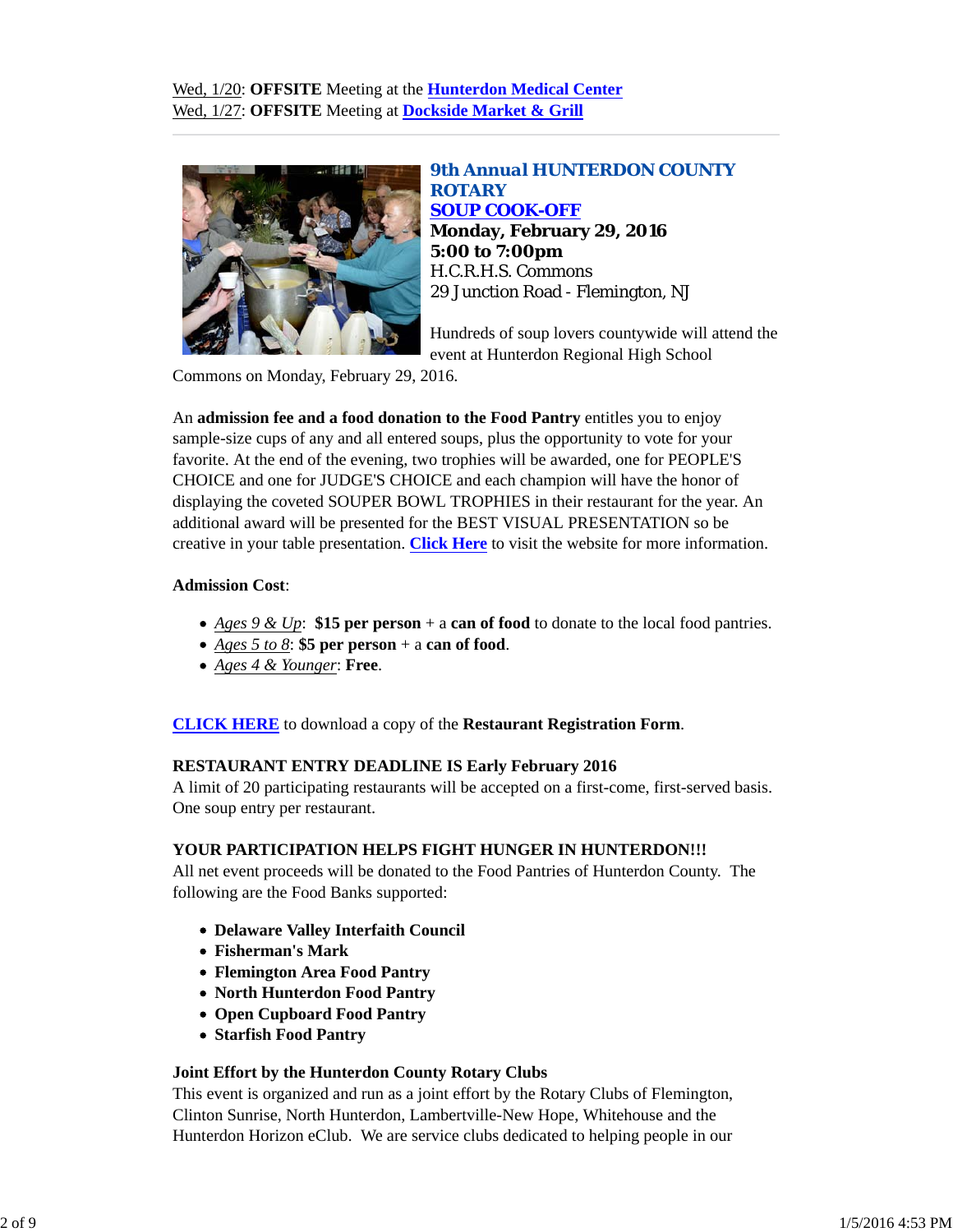Wed, 1/20: **OFFSITE** Meeting at the **Hunterdon Medical Center**
Wed, 1/27: **OFFSITE** Meeting at **Dockside Market & Grill**

---

## 9th Annual HUNTERDON COUNTY ROTARY SOUP COOK-OFF

**Monday, February 29, 2016**
**5:00 to 7:00pm**
H.C.R.H.S. Commons
29 Junction Road - Flemington, NJ

Hundreds of soup lovers countywide will attend the event at Hunterdon Regional High School Commons on Monday, February 29, 2016.

An **admission fee and a food donation to the Food Pantry** entitles you to enjoy sample-size cups of any and all entered soups, plus the opportunity to vote for your favorite. At the end of the evening, two trophies will be awarded, one for PEOPLE'S CHOICE and one for JUDGE'S CHOICE and each champion will have the honor of displaying the coveted SOUPER BOWL TROPHIES in their restaurant for the year. An additional award will be presented for the BEST VISUAL PRESENTATION so be creative in your table presentation. **Click Here** to visit the website for more information.

**Admission Cost**:

- *Ages 9 & Up*: **$15 per person** + a **can of food** to donate to the local food pantries.
- *Ages 5 to 8*: **$5 per person** + a **can of food**.
- *Ages 4 & Younger*: **Free**.

**CLICK HERE** to download a copy of the **Restaurant Registration Form**.

**RESTAURANT ENTRY DEADLINE IS Early February 2016**
A limit of 20 participating restaurants will be accepted on a first-come, first-served basis. One soup entry per restaurant.

**YOUR PARTICIPATION HELPS FIGHT HUNGER IN HUNTERDON!!!**
All net event proceeds will be donated to the Food Pantries of Hunterdon County. The following are the Food Banks supported:

- **Delaware Valley Interfaith Council**
- **Fisherman's Mark**
- **Flemington Area Food Pantry**
- **North Hunterdon Food Pantry**
- **Open Cupboard Food Pantry**
- **Starfish Food Pantry**

**Joint Effort by the Hunterdon County Rotary Clubs**
This event is organized and run as a joint effort by the Rotary Clubs of Flemington, Clinton Sunrise, North Hunterdon, Lambertville-New Hope, Whitehouse and the Hunterdon Horizon eClub. We are service clubs dedicated to helping people in our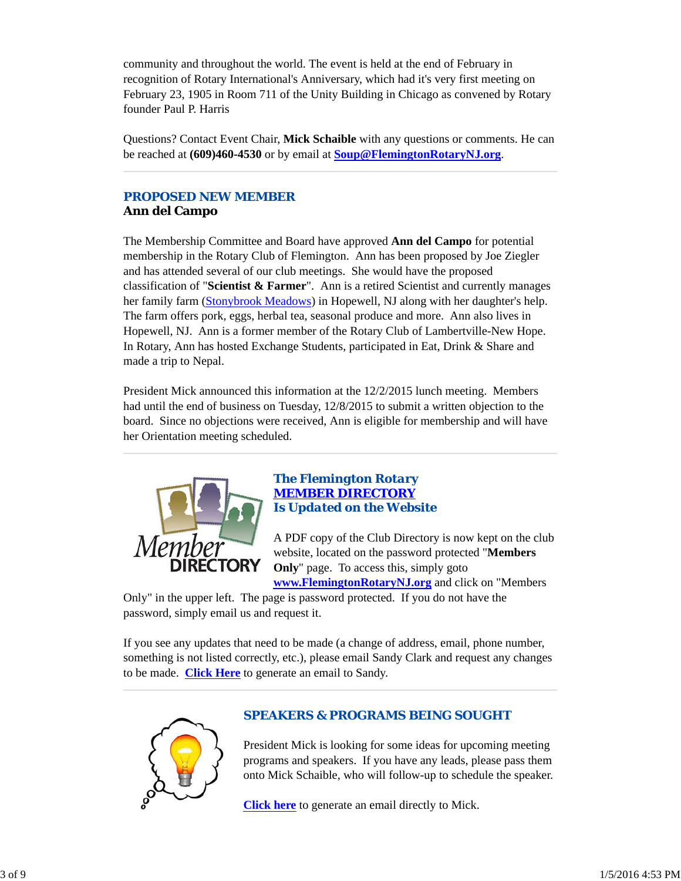community and throughout the world. The event is held at the end of February in recognition of Rotary International's Anniversary, which had it's very first meeting on February 23, 1905 in Room 711 of the Unity Building in Chicago as convened by Rotary founder Paul P. Harris

Questions? Contact Event Chair, **Mick Schaible** with any questions or comments. He can be reached at **(609)460-4530** or by email at **Soup@FlemingtonRotaryNJ.org**.

---

## *PROPOSED NEW MEMBER*

### Ann del Campo

The Membership Committee and Board have approved **Ann del Campo** for potential membership in the Rotary Club of Flemington. Ann has been proposed by Joe Ziegler and has attended several of our club meetings. She would have the proposed classification of "**Scientist & Farmer**". Ann is a retired Scientist and currently manages her family farm (Stonybrook Meadows) in Hopewell, NJ along with her daughter's help. The farm offers pork, eggs, herbal tea, seasonal produce and more. Ann also lives in Hopewell, NJ. Ann is a former member of the Rotary Club of Lambertville-New Hope. In Rotary, Ann has hosted Exchange Students, participated in Eat, Drink & Share and made a trip to Nepal.

President Mick announced this information at the 12/2/2015 lunch meeting. Members had until the end of business on Tuesday, 12/8/2015 to submit a written objection to the board. Since no objections were received, Ann is eligible for membership and will have her Orientation meeting scheduled.

---

## *The Flemington Rotary MEMBER DIRECTORY Is Updated on the Website*

A PDF copy of the Club Directory is now kept on the club website, located on the password protected "**Members Only**" page. To access this, simply goto **www.FlemingtonRotaryNJ.org** and click on "Members Only" in the upper left. The page is password protected. If you do not have the password, simply email us and request it.

If you see any updates that need to be made (a change of address, email, phone number, something is not listed correctly, etc.), please email Sandy Clark and request any changes to be made. **Click Here** to generate an email to Sandy.

---

## *SPEAKERS & PROGRAMS BEING SOUGHT*

President Mick is looking for some ideas for upcoming meeting programs and speakers. If you have any leads, please pass them onto Mick Schaible, who will follow-up to schedule the speaker.

**Click here** to generate an email directly to Mick.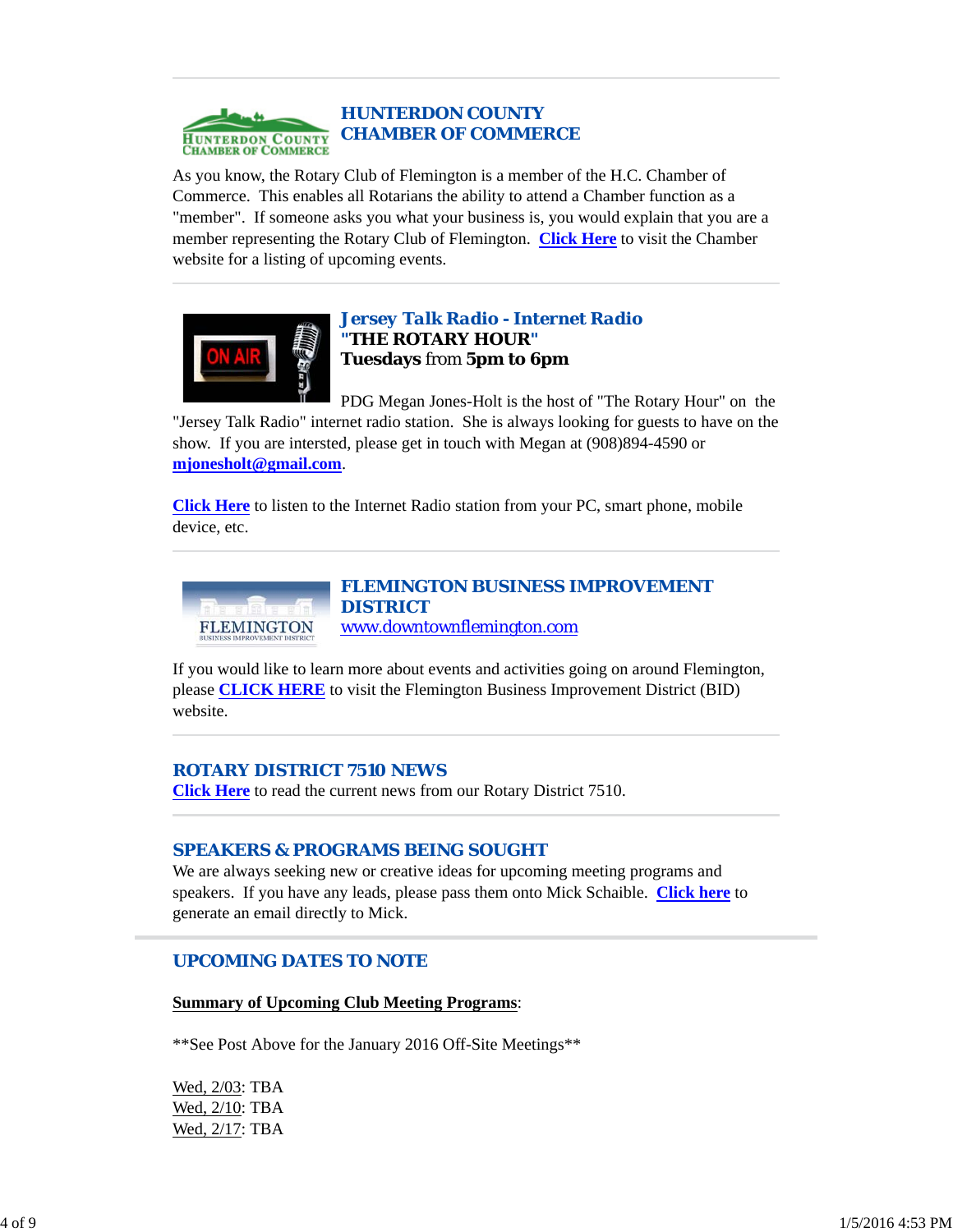## HUNTERDON COUNTY CHAMBER OF COMMERCE

As you know, the Rotary Club of Flemington is a member of the H.C. Chamber of Commerce. This enables all Rotarians the ability to attend a Chamber function as a "member". If someone asks you what your business is, you would explain that you are a member representing the Rotary Club of Flemington. **Click Here** to visit the Chamber website for a listing of upcoming events.

---

## Jersey Talk Radio - Internet Radio

**"THE ROTARY HOUR"**

**Tuesdays** from **5pm to 6pm**

PDG Megan Jones-Holt is the host of "The Rotary Hour" on the "Jersey Talk Radio" internet radio station. She is always looking for guests to have on the show. If you are intersted, please get in touch with Megan at (908)894-4590 or **mjonesholt@gmail.com**.

**Click Here** to listen to the Internet Radio station from your PC, smart phone, mobile device, etc.

---

## FLEMINGTON BUSINESS IMPROVEMENT DISTRICT

www.downtownflemington.com

If you would like to learn more about events and activities going on around Flemington, please **CLICK HERE** to visit the Flemington Business Improvement District (BID) website.

---

## ROTARY DISTRICT 7510 NEWS

**Click Here** to read the current news from our Rotary District 7510.

---

## SPEAKERS & PROGRAMS BEING SOUGHT

We are always seeking new or creative ideas for upcoming meeting programs and speakers. If you have any leads, please pass them onto Mick Schaible. **Click here** to generate an email directly to Mick.

---

## UPCOMING DATES TO NOTE

**Summary of Upcoming Club Meeting Programs**:

**See Post Above for the January 2016 Off-Site Meetings**

Wed, 2/03: TBA
Wed, 2/10: TBA
Wed, 2/17: TBA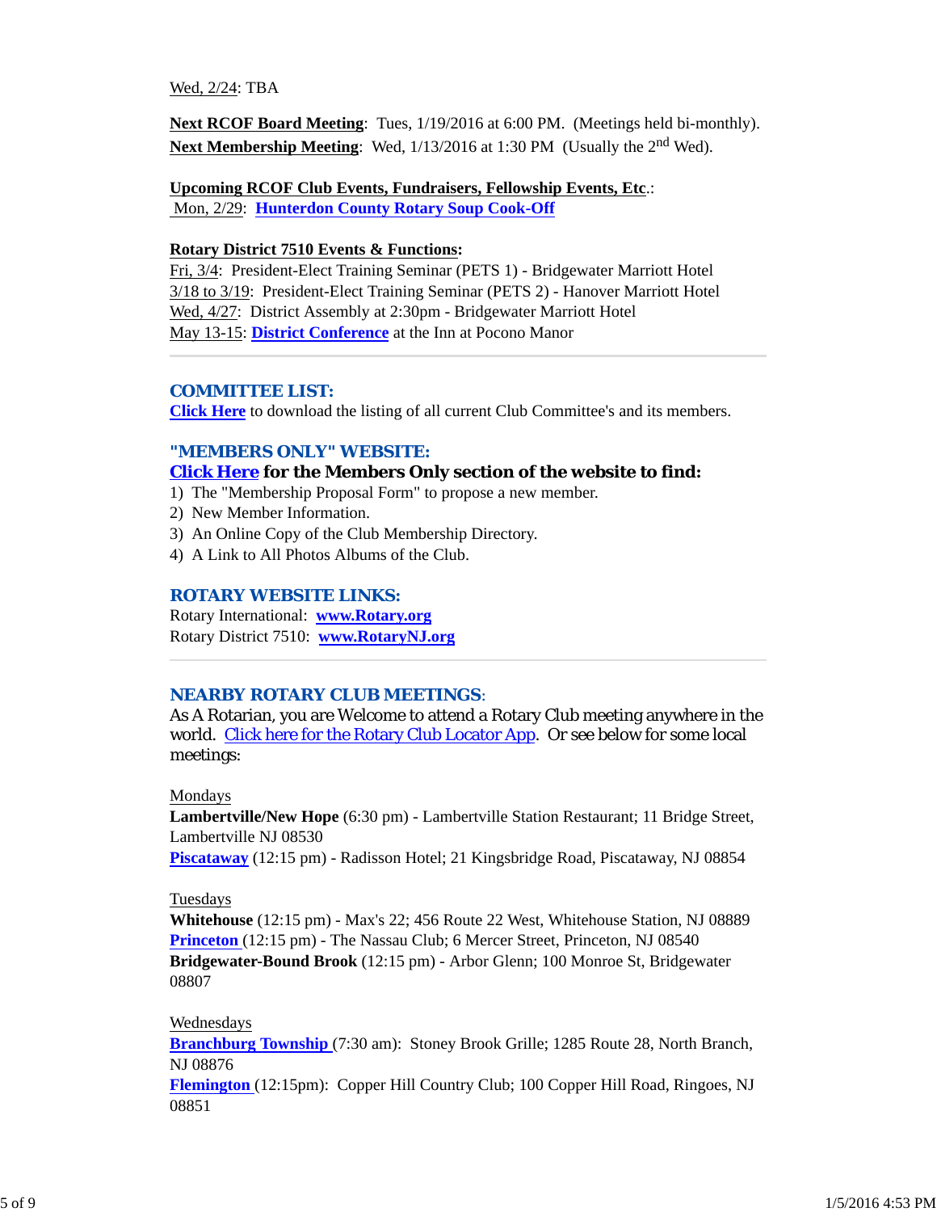Wed, 2/24: TBA

**Next RCOF Board Meeting**: Tues, 1/19/2016 at 6:00 PM. (Meetings held bi-monthly).
**Next Membership Meeting**: Wed, 1/13/2016 at 1:30 PM (Usually the 2nd Wed).

**Upcoming RCOF Club Events, Fundraisers, Fellowship Events, Etc**.:
Mon, 2/29: **Hunterdon County Rotary Soup Cook-Off**

**Rotary District 7510 Events & Functions:**
Fri, 3/4: President-Elect Training Seminar (PETS 1) - Bridgewater Marriott Hotel
3/18 to 3/19: President-Elect Training Seminar (PETS 2) - Hanover Marriott Hotel
Wed, 4/27: District Assembly at 2:30pm - Bridgewater Marriott Hotel
May 13-15: **District Conference** at the Inn at Pocono Manor

## COMMITTEE LIST:

**Click Here** to download the listing of all current Club Committee's and its members.

## "MEMBERS ONLY" WEBSITE:

**Click Here for the Members Only section of the website to find:**

1) The "Membership Proposal Form" to propose a new member.
2) New Member Information.
3) An Online Copy of the Club Membership Directory.
4) A Link to All Photos Albums of the Club.

## ROTARY WEBSITE LINKS:

Rotary International: **www.Rotary.org**
Rotary District 7510: **www.RotaryNJ.org**

## NEARBY ROTARY CLUB MEETINGS:

As A Rotarian, you are Welcome to attend a Rotary Club meeting anywhere in the world. Click here for the Rotary Club Locator App. Or see below for some local meetings:

Mondays
**Lambertville/New Hope** (6:30 pm) - Lambertville Station Restaurant; 11 Bridge Street, Lambertville NJ 08530
**Piscataway** (12:15 pm) - Radisson Hotel; 21 Kingsbridge Road, Piscataway, NJ 08854

Tuesdays
**Whitehouse** (12:15 pm) - Max's 22; 456 Route 22 West, Whitehouse Station, NJ 08889
**Princeton** (12:15 pm) - The Nassau Club; 6 Mercer Street, Princeton, NJ 08540
**Bridgewater-Bound Brook** (12:15 pm) - Arbor Glenn; 100 Monroe St, Bridgewater 08807

Wednesdays
**Branchburg Township** (7:30 am): Stoney Brook Grille; 1285 Route 28, North Branch, NJ 08876
**Flemington** (12:15pm): Copper Hill Country Club; 100 Copper Hill Road, Ringoes, NJ 08851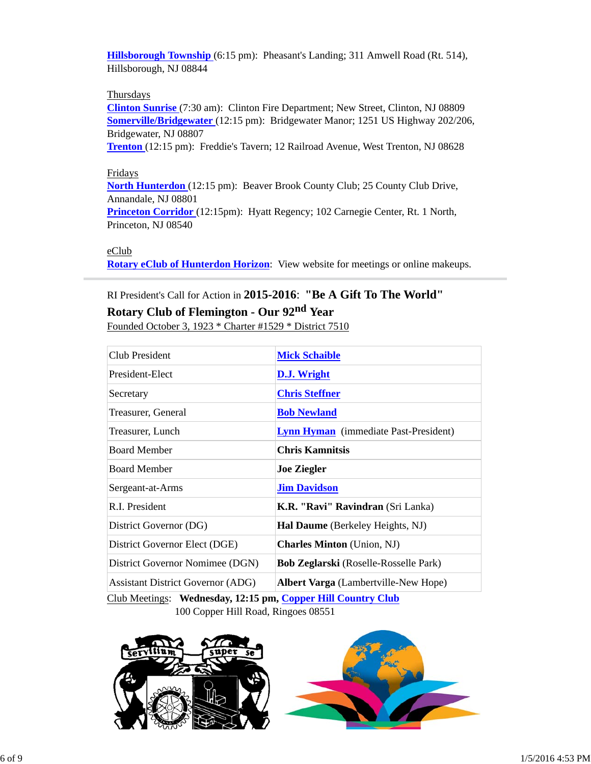**Hillsborough Township** (6:15 pm): Pheasant's Landing; 311 Amwell Road (Rt. 514), Hillsborough, NJ 08844

Thursdays
**Clinton Sunrise** (7:30 am): Clinton Fire Department; New Street, Clinton, NJ 08809
**Somerville/Bridgewater** (12:15 pm): Bridgewater Manor; 1251 US Highway 202/206, Bridgewater, NJ 08807
**Trenton** (12:15 pm): Freddie's Tavern; 12 Railroad Avenue, West Trenton, NJ 08628

Fridays
**North Hunterdon** (12:15 pm): Beaver Brook County Club; 25 County Club Drive, Annandale, NJ 08801
**Princeton Corridor** (12:15pm): Hyatt Regency; 102 Carnegie Center, Rt. 1 North, Princeton, NJ 08540

eClub
**Rotary eClub of Hunterdon Horizon**: View website for meetings or online makeups.

---

RI President's Call for Action in **2015-2016**: **"Be A Gift To The World"**

**Rotary Club of Flemington - Our 92nd Year**

Founded October 3, 1923 * Charter #1529 * District 7510

| | |
|---|---|
| Club President | **Mick Schaible** |
| President-Elect | **D.J. Wright** |
| Secretary | **Chris Steffner** |
| Treasurer, General | **Bob Newland** |
| Treasurer, Lunch | **Lynn Hyman** (immediate Past-President) |
| Board Member | **Chris Kamnitsis** |
| Board Member | **Joe Ziegler** |
| Sergeant-at-Arms | **Jim Davidson** |
| R.I. President | **K.R. "Ravi" Ravindran** (Sri Lanka) |
| District Governor (DG) | **Hal Daume** (Berkeley Heights, NJ) |
| District Governor Elect (DGE) | **Charles Minton** (Union, NJ) |
| District Governor Nominee (DGN) | **Bob Zeglarski** (Roselle-Rosselle Park) |
| Assistant District Governor (ADG) | **Albert Varga** (Lambertville-New Hope) |

Club Meetings: **Wednesday, 12:15 pm, Copper Hill Country Club**
100 Copper Hill Road, Ringoes 08551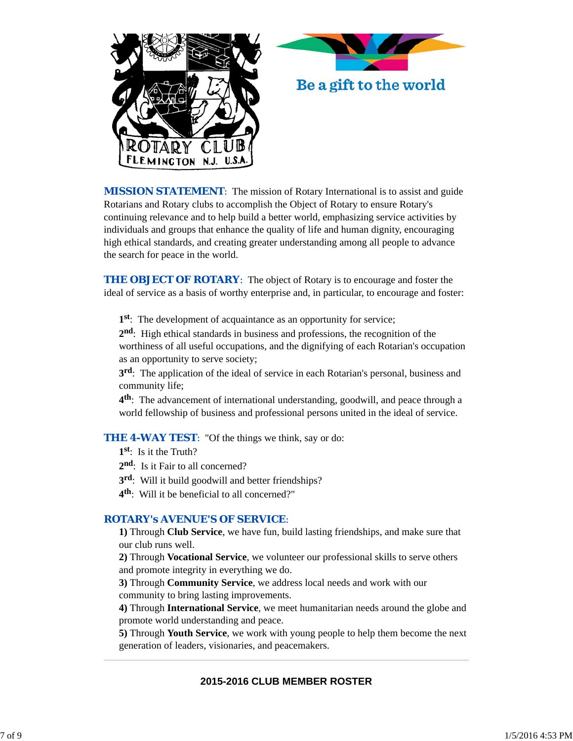Be a gift to the world

**MISSION STATEMENT**: The mission of Rotary International is to assist and guide Rotarians and Rotary clubs to accomplish the Object of Rotary to ensure Rotary's continuing relevance and to help build a better world, emphasizing service activities by individuals and groups that enhance the quality of life and human dignity, encouraging high ethical standards, and creating greater understanding among all people to advance the search for peace in the world.

**THE OBJECT OF ROTARY**: The object of Rotary is to encourage and foster the ideal of service as a basis of worthy enterprise and, in particular, to encourage and foster:

**1st**: The development of acquaintance as an opportunity for service;
**2nd**: High ethical standards in business and professions, the recognition of the worthiness of all useful occupations, and the dignifying of each Rotarian's occupation as an opportunity to serve society;
**3rd**: The application of the ideal of service in each Rotarian's personal, business and community life;
**4th**: The advancement of international understanding, goodwill, and peace through a world fellowship of business and professional persons united in the ideal of service.

**THE 4-WAY TEST**: "Of the things we think, say or do:
**1st**: Is it the Truth?
**2nd**: Is it Fair to all concerned?
**3rd**: Will it build goodwill and better friendships?
**4th**: Will it be beneficial to all concerned?"

**ROTARY's AVENUE'S OF SERVICE**:
**1)** Through **Club Service**, we have fun, build lasting friendships, and make sure that our club runs well.
**2)** Through **Vocational Service**, we volunteer our professional skills to serve others and promote integrity in everything we do.
**3)** Through **Community Service**, we address local needs and work with our community to bring lasting improvements.
**4)** Through **International Service**, we meet humanitarian needs around the globe and promote world understanding and peace.
**5)** Through **Youth Service**, we work with young people to help them become the next generation of leaders, visionaries, and peacemakers.

---

## 2015-2016 CLUB MEMBER ROSTER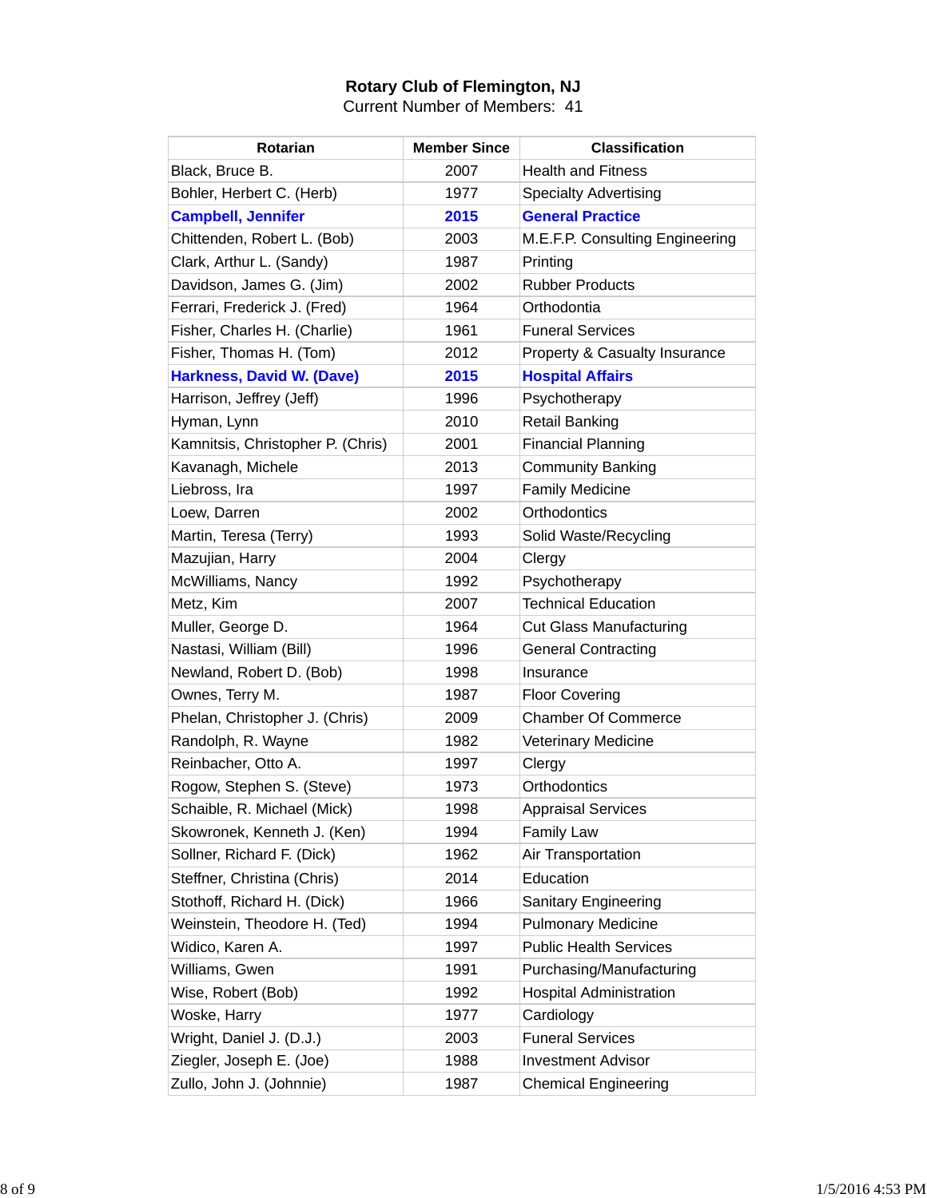**Rotary Club of Flemington, NJ**
Current Number of Members: 41

| Rotarian | Member Since | Classification |
|---|---|---|
| Black, Bruce B. | 2007 | Health and Fitness |
| Bohler, Herbert C. (Herb) | 1977 | Specialty Advertising |
| **Campbell, Jennifer** | **2015** | **General Practice** |
| Chittenden, Robert L. (Bob) | 2003 | M.E.F.P. Consulting Engineering |
| Clark, Arthur L. (Sandy) | 1987 | Printing |
| Davidson, James G. (Jim) | 2002 | Rubber Products |
| Ferrari, Frederick J. (Fred) | 1964 | Orthodontia |
| Fisher, Charles H. (Charlie) | 1961 | Funeral Services |
| Fisher, Thomas H. (Tom) | 2012 | Property & Casualty Insurance |
| **Harkness, David W. (Dave)** | **2015** | **Hospital Affairs** |
| Harrison, Jeffrey (Jeff) | 1996 | Psychotherapy |
| Hyman, Lynn | 2010 | Retail Banking |
| Kamnitsis, Christopher P. (Chris) | 2001 | Financial Planning |
| Kavanagh, Michele | 2013 | Community Banking |
| Liebross, Ira | 1997 | Family Medicine |
| Loew, Darren | 2002 | Orthodontics |
| Martin, Teresa (Terry) | 1993 | Solid Waste/Recycling |
| Mazujian, Harry | 2004 | Clergy |
| McWilliams, Nancy | 1992 | Psychotherapy |
| Metz, Kim | 2007 | Technical Education |
| Muller, George D. | 1964 | Cut Glass Manufacturing |
| Nastasi, William (Bill) | 1996 | General Contracting |
| Newland, Robert D. (Bob) | 1998 | Insurance |
| Ownes, Terry M. | 1987 | Floor Covering |
| Phelan, Christopher J. (Chris) | 2009 | Chamber Of Commerce |
| Randolph, R. Wayne | 1982 | Veterinary Medicine |
| Reinbacher, Otto A. | 1997 | Clergy |
| Rogow, Stephen S. (Steve) | 1973 | Orthodontics |
| Schaible, R. Michael (Mick) | 1998 | Appraisal Services |
| Skowronek, Kenneth J. (Ken) | 1994 | Family Law |
| Sollner, Richard F. (Dick) | 1962 | Air Transportation |
| Steffner, Christina (Chris) | 2014 | Education |
| Stothoff, Richard H. (Dick) | 1966 | Sanitary Engineering |
| Weinstein, Theodore H. (Ted) | 1994 | Pulmonary Medicine |
| Widico, Karen A. | 1997 | Public Health Services |
| Williams, Gwen | 1991 | Purchasing/Manufacturing |
| Wise, Robert (Bob) | 1992 | Hospital Administration |
| Woske, Harry | 1977 | Cardiology |
| Wright, Daniel J. (D.J.) | 2003 | Funeral Services |
| Ziegler, Joseph E. (Joe) | 1988 | Investment Advisor |
| Zullo, John J. (Johnnie) | 1987 | Chemical Engineering |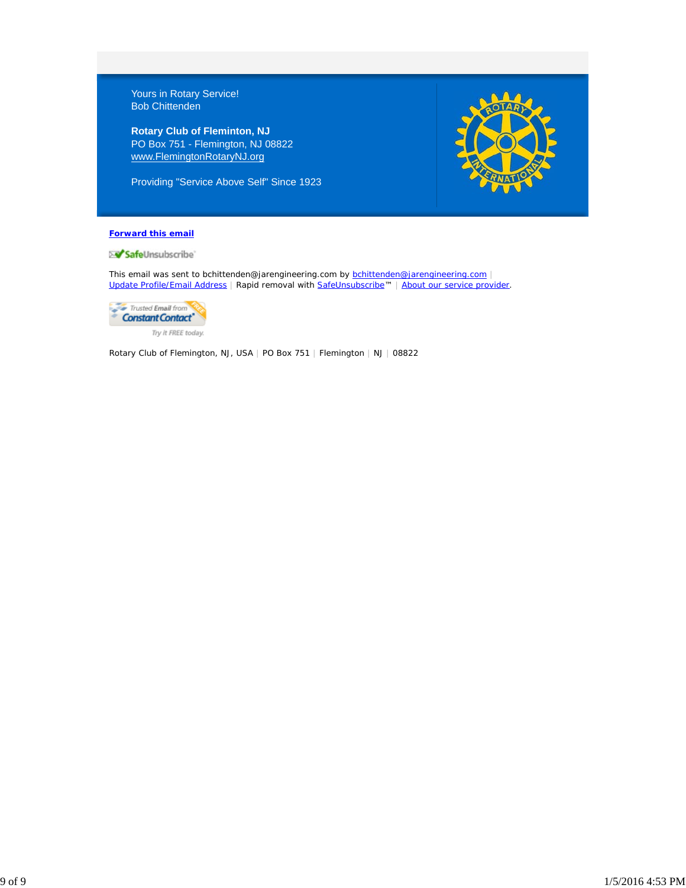Yours in Rotary Service!
Bob Chittenden

**Rotary Club of Fleminton, NJ**
PO Box 751 - Flemington, NJ 08822
www.FlemingtonRotaryNJ.org

Providing "Service Above Self" Since 1923

**Forward this email**

SafeUnsubscribe

This email was sent to bchittenden@jarengineering.com by bchittenden@jarengineering.com | Update Profile/Email Address | Rapid removal with SafeUnsubscribe™ | About our service provider.

Trusted Email from Constant Contact
Try it FREE today.

Rotary Club of Flemington, NJ, USA | PO Box 751 | Flemington | NJ | 08822